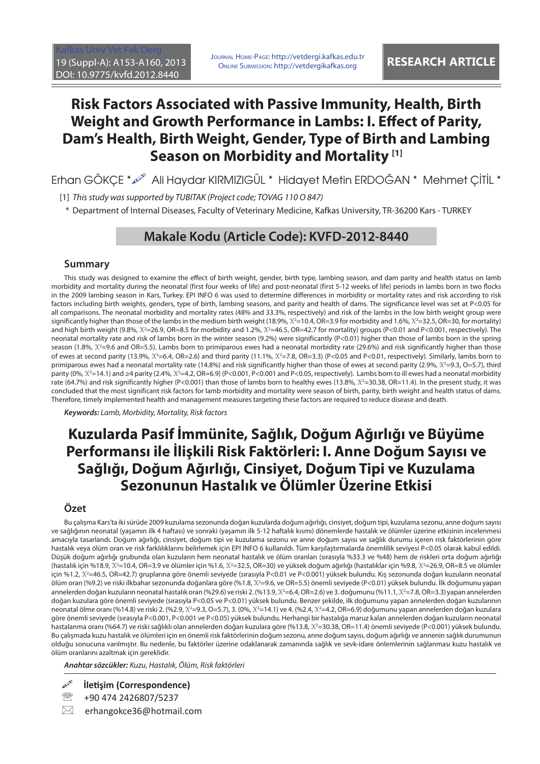Journal Home-Page: http://vetdergi.kafkas.edu.tr
Online Submission: http://vetdergikafkas.org

**RESEARCH ARTICLE**

# Risk Factors Associated with Passive Immunity, Health, Birth Weight and Growth Performance in Lambs: I. Effect of Parity, Dam's Health, Birth Weight, Gender, Type of Birth and Lambing Season on Morbidity and Mortality [1]

Erhan GÖKÇE * Ali Haydar KIRMIZIGÜL * Hidayet Metin ERDOĞAN * Mehmet ÇİTİL *

[1] *This study was supported by TUBITAK (Project code; TOVAG 110 O 847)*

\* Department of Internal Diseases, Faculty of Veterinary Medicine, Kafkas University, TR-36200 Kars - TURKEY

**Makale Kodu (Article Code): KVFD-2012-8440**

## Summary

This study was designed to examine the effect of birth weight, gender, birth type, lambing season, and dam parity and health status on lamb morbidity and mortality during the neonatal (first four weeks of life) and post-neonatal (first 5-12 weeks of life) periods in lambs born in two flocks in the 2009 lambing season in Kars, Turkey. EPI INFO 6 was used to determine differences in morbidity or mortality rates and risk according to risk factors including birth weights, genders, type of birth, lambing seasons, and parity and health of dams. The significance level was set at P<0.05 for all comparisons. The neonatal morbidity and mortality rates (48% and 33.3%, respectively) and risk of the lambs in the low birth weight group were significantly higher than those of the lambs in the medium birth weight (18.9%, $X^2$=10.4, OR=3.9 for morbidity and 1.6%, $X^2$=32.5, OR=30, for mortality) and high birth weight (9.8%, $X^2$=26.9, OR=8.5 for morbidity and 1.2%, $X^2$=46.5, OR=42.7 for mortality) groups (P<0.01 and P<0.001, respectively). The neonatal mortality rate and risk of lambs born in the winter season (9.2%) were significantly (P<0.01) higher than those of lambs born in the spring season (1.8%, $X^2$=9.6 and OR=5.5). Lambs born to primiparous ewes had a neonatal morbidity rate (29.6%) and risk significantly higher than those of ewes at second parity (13.9%, $X^2$=6.4, OR=2.6) and third parity (11.1%, $X^2$=7.8, OR=3.3) (P<0.05 and P<0.01, respectively). Similarly, lambs born to primiparous ewes had a neonatal mortality rate (14.8%) and risk significantly higher than those of ewes at second parity (2.9%, $X^2$=9.3, O=5.7), third parity (0%, $X^2$=14.1) and ≥4 parity (2.4%, $X^2$=4.2, OR=6.9) (P<0.001, P<0.001 and P<0.05, respectively). Lambs born to ill ewes had a neonatal morbidity rate (64.7%) and risk significantly higher (P<0.001) than those of lambs born to healthy ewes (13.8%, $X^2$=30.38, OR=11.4). In the present study, it was concluded that the most significant risk factors for lamb morbidity and mortality were season of birth, parity, birth weight and health status of dams. Therefore, timely implemented health and management measures targeting these factors are required to reduce disease and death.

***Keywords:*** *Lamb, Morbidity, Mortality, Risk factors*

# Kuzularda Pasif İmmünite, Sağlık, Doğum Ağırlığı ve Büyüme Performansı ile İlişkili Risk Faktörleri: I. Anne Doğum Sayısı ve Sağlığı, Doğum Ağırlığı, Cinsiyet, Doğum Tipi ve Kuzulama Sezonunun Hastalık ve Ölümler Üzerine Etkisi

## Özet

Bu çalışma Kars'ta iki sürüde 2009 kuzulama sezonunda doğan kuzularda doğum ağırlığı, cinsiyet, doğum tipi, kuzulama sezonu, anne doğum sayısı ve sağlığının neonatal (yaşamın ilk 4 haftası) ve sonraki (yaşamın ilk 5-12 haftalık kısmı) dönemlerde hastalık ve ölümler üzerine etkisinin incelenmesi amacıyla tasarlandı. Doğum ağırlığı, cinsiyet, doğum tipi ve kuzulama sezonu ve anne doğum sayısı ve sağlık durumu içeren risk faktörlerinin göre hastalık veya ölüm oran ve risk farklılıklarını belirlemek için EPI INFO 6 kullanıldı. Tüm karşılaştırmalarda önemlilik seviyesi P<0.05 olarak kabul edildi. Düşük doğum ağırlığı grubunda olan kuzuların hem neonatal hastalık ve ölüm oranları (sırasıyla %33.3 ve %48) hem de riskleri orta doğum ağırlığı (hastalık için %18.9, $X^2$=10.4, OR=3.9 ve ölümler için %1.6, $X^2$=32.5, OR=30) ve yüksek doğum ağırlığı (hastalıklar için %9.8, $X^2$=26.9, OR=8.5 ve ölümler için %1.2, $X^2$=46.5, OR=42.7) gruplarına göre önemli seviyede (sırasıyla P<0.01 ve P<0.001) yüksek bulundu. Kış sezonunda doğan kuzuların neonatal ölüm oran (%9.2) ve riski ilkbahar sezonunda doğanlara göre (%1.8, $X^2$=9.6, ve OR=5.5) önemli seviyede (P<0.01) yüksek bulundu. İlk doğumunu yapan annelerden doğan kuzuların neonatal hastalık oran (%29.6) ve riski 2. (%13.9, $X^2$=6.4, OR=2.6) ve 3. doğumunu (%11.1, $X^2$=7.8, OR=3.3) yapan annelerden doğan kuzulara göre önemli seviyede (sırasıyla P<0.05 ve P<0.01) yüksek bulundu. Benzer şekilde, ilk doğumunu yapan annelerden doğan kuzuların neonatal ölme oranı (%14.8) ve riski 2. (%2.9, $X^2$=9.3, O=5.7), 3. (0%, $X^2$=14.1) ve 4. (%2.4, $X^2$=4.2, OR=6.9) doğumunu yapan annelerden doğan kuzulara göre önemli seviyede (sırasıyla P<0.001, P<0.001 ve P<0.05) yüksek bulundu. Herhangi bir hastalığa maruz kalan annelerden doğan kuzuların neonatal hastalanma oranı (%64.7) ve riski sağlıklı olan annelerden doğan kuzulara göre (%13.8, $X^2$=30.38, OR=11.4) önemli seviyede (P<0.001) yüksek bulundu. Bu çalışmada kuzu hastalık ve ölümleri için en önemli risk faktörlerinin doğum sezonu, anne doğum sayısı, doğum ağırlığı ve annenin sağlık durumunun olduğu sonucuna varılmıştır. Bu nedenle, bu faktörler üzerine odaklanarak zamanında sağlık ve sevk-idare önlemlerinin sağlanması kuzu hastalık ve ölüm oranlarını azaltmak için gereklidir.

***Anahtar sözcükler:*** *Kuzu, Hastalık, Ölüm, Risk faktörleri*

**İletişim (Correspondence)**

+90 474 2426807/5237

erhangokce36@hotmail.com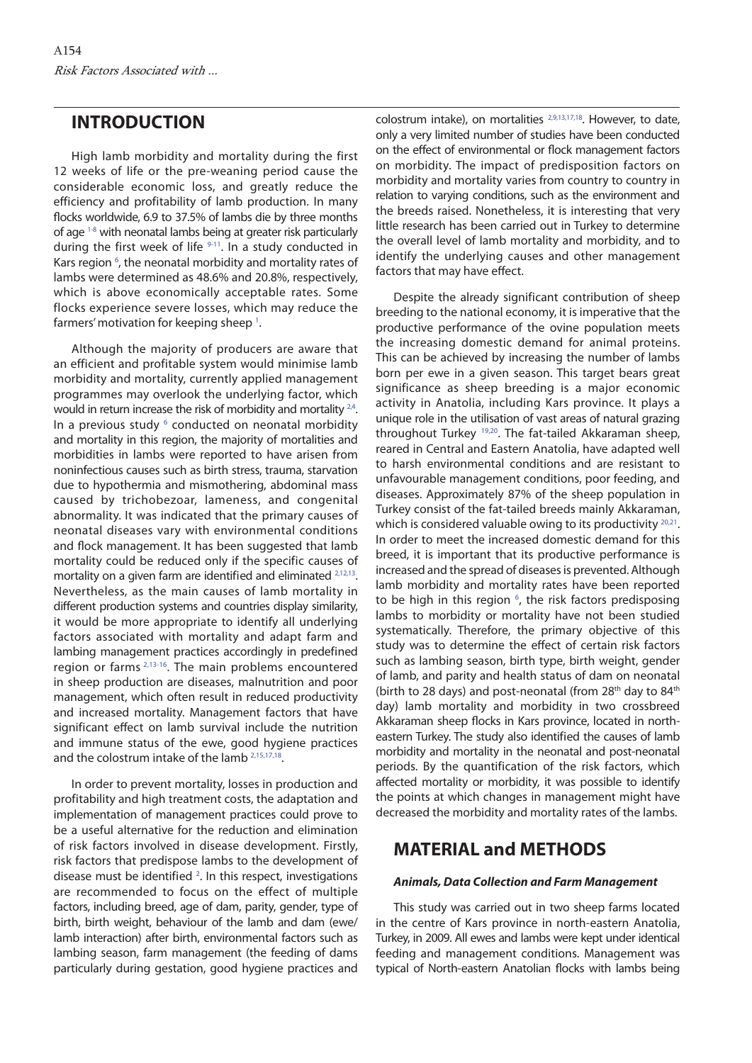## INTRODUCTION

High lamb morbidity and mortality during the first 12 weeks of life or the pre-weaning period cause the considerable economic loss, and greatly reduce the efficiency and profitability of lamb production. In many flocks worldwide, 6.9 to 37.5% of lambs die by three months of age [1-8] with neonatal lambs being at greater risk particularly during the first week of life [9-11]. In a study conducted in Kars region [6], the neonatal morbidity and mortality rates of lambs were determined as 48.6% and 20.8%, respectively, which is above economically acceptable rates. Some flocks experience severe losses, which may reduce the farmers' motivation for keeping sheep [1].

Although the majority of producers are aware that an efficient and profitable system would minimise lamb morbidity and mortality, currently applied management programmes may overlook the underlying factor, which would in return increase the risk of morbidity and mortality [2,4]. In a previous study [6] conducted on neonatal morbidity and mortality in this region, the majority of mortalities and morbidities in lambs were reported to have arisen from noninfectious causes such as birth stress, trauma, starvation due to hypothermia and mismothering, abdominal mass caused by trichobezoar, lameness, and congenital abnormality. It was indicated that the primary causes of neonatal diseases vary with environmental conditions and flock management. It has been suggested that lamb mortality could be reduced only if the specific causes of mortality on a given farm are identified and eliminated [2,12,13]. Nevertheless, as the main causes of lamb mortality in different production systems and countries display similarity, it would be more appropriate to identify all underlying factors associated with mortality and adapt farm and lambing management practices accordingly in predefined region or farms [2,13-16]. The main problems encountered in sheep production are diseases, malnutrition and poor management, which often result in reduced productivity and increased mortality. Management factors that have significant effect on lamb survival include the nutrition and immune status of the ewe, good hygiene practices and the colostrum intake of the lamb [2,15,17,18].

In order to prevent mortality, losses in production and profitability and high treatment costs, the adaptation and implementation of management practices could prove to be a useful alternative for the reduction and elimination of risk factors involved in disease development. Firstly, risk factors that predispose lambs to the development of disease must be identified [2]. In this respect, investigations are recommended to focus on the effect of multiple factors, including breed, age of dam, parity, gender, type of birth, birth weight, behaviour of the lamb and dam (ewe/lamb interaction) after birth, environmental factors such as lambing season, farm management (the feeding of dams particularly during gestation, good hygiene practices and colostrum intake), on mortalities [2,9,13,17,18]. However, to date, only a very limited number of studies have been conducted on the effect of environmental or flock management factors on morbidity. The impact of predisposition factors on morbidity and mortality varies from country to country in relation to varying conditions, such as the environment and the breeds raised. Nonetheless, it is interesting that very little research has been carried out in Turkey to determine the overall level of lamb mortality and morbidity, and to identify the underlying causes and other management factors that may have effect.

Despite the already significant contribution of sheep breeding to the national economy, it is imperative that the productive performance of the ovine population meets the increasing domestic demand for animal proteins. This can be achieved by increasing the number of lambs born per ewe in a given season. This target bears great significance as sheep breeding is a major economic activity in Anatolia, including Kars province. It plays a unique role in the utilisation of vast areas of natural grazing throughout Turkey [19,20]. The fat-tailed Akkaraman sheep, reared in Central and Eastern Anatolia, have adapted well to harsh environmental conditions and are resistant to unfavourable management conditions, poor feeding, and diseases. Approximately 87% of the sheep population in Turkey consist of the fat-tailed breeds mainly Akkaraman, which is considered valuable owing to its productivity [20,21]. In order to meet the increased domestic demand for this breed, it is important that its productive performance is increased and the spread of diseases is prevented. Although lamb morbidity and mortality rates have been reported to be high in this region [6], the risk factors predisposing lambs to morbidity or mortality have not been studied systematically. Therefore, the primary objective of this study was to determine the effect of certain risk factors such as lambing season, birth type, birth weight, gender of lamb, and parity and health status of dam on neonatal (birth to 28 days) and post-neonatal (from 28$^{th}$ day to 84$^{th}$ day) lamb mortality and morbidity in two crossbreed Akkaraman sheep flocks in Kars province, located in north-eastern Turkey. The study also identified the causes of lamb morbidity and mortality in the neonatal and post-neonatal periods. By the quantification of the risk factors, which affected mortality or morbidity, it was possible to identify the points at which changes in management might have decreased the morbidity and mortality rates of the lambs.

## MATERIAL and METHODS

### *Animals, Data Collection and Farm Management*

This study was carried out in two sheep farms located in the centre of Kars province in north-eastern Anatolia, Turkey, in 2009. All ewes and lambs were kept under identical feeding and management conditions. Management was typical of North-eastern Anatolian flocks with lambs being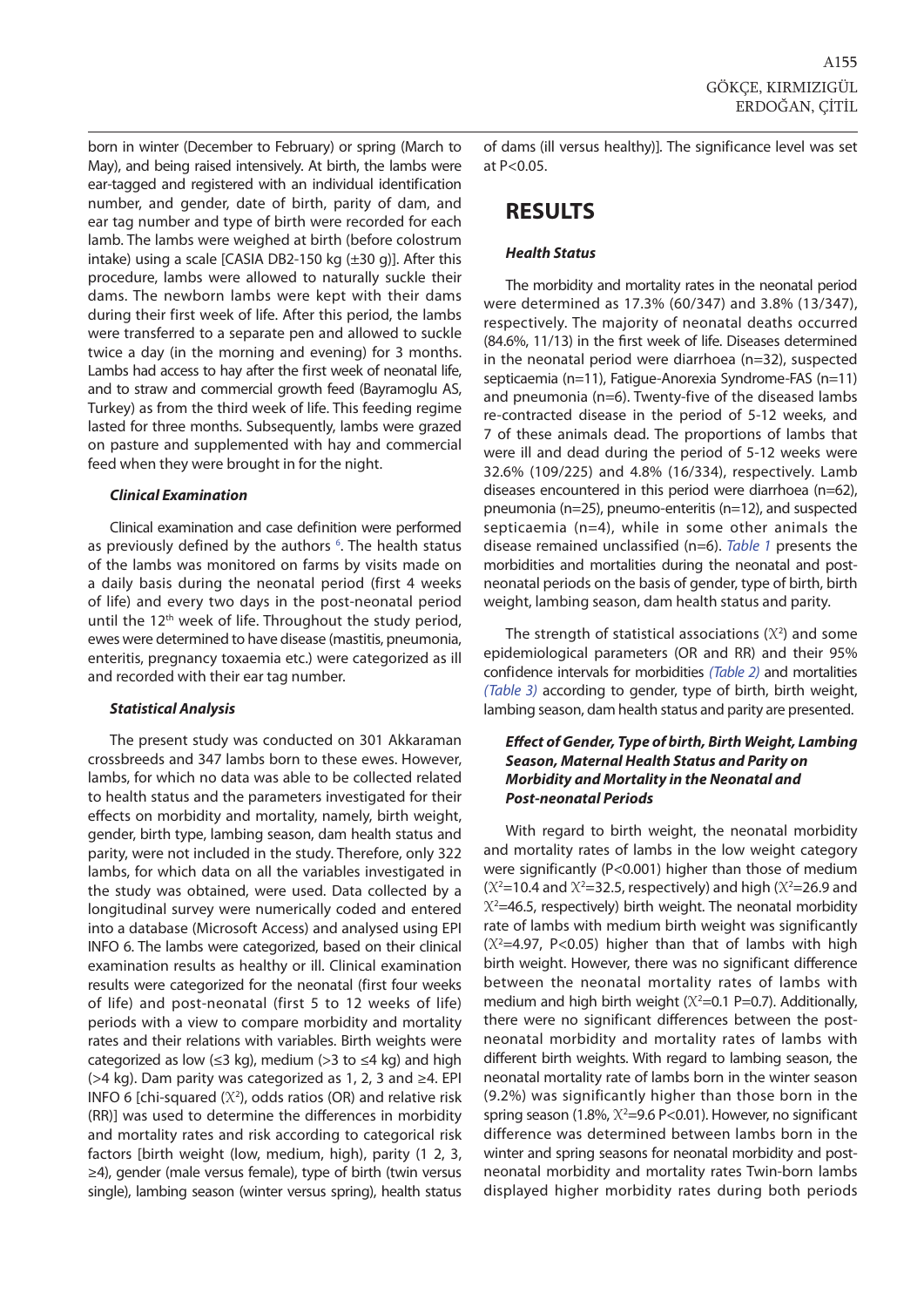born in winter (December to February) or spring (March to May), and being raised intensively. At birth, the lambs were ear-tagged and registered with an individual identification number, and gender, date of birth, parity of dam, and ear tag number and type of birth were recorded for each lamb. The lambs were weighed at birth (before colostrum intake) using a scale [CASIA DB2-150 kg (±30 g)]. After this procedure, lambs were allowed to naturally suckle their dams. The newborn lambs were kept with their dams during their first week of life. After this period, the lambs were transferred to a separate pen and allowed to suckle twice a day (in the morning and evening) for 3 months. Lambs had access to hay after the first week of neonatal life, and to straw and commercial growth feed (Bayramoglu AS, Turkey) as from the third week of life. This feeding regime lasted for three months. Subsequently, lambs were grazed on pasture and supplemented with hay and commercial feed when they were brought in for the night.

#### *Clinical Examination*

Clinical examination and case definition were performed as previously defined by the authors [6]. The health status of the lambs was monitored on farms by visits made on a daily basis during the neonatal period (first 4 weeks of life) and every two days in the post-neonatal period until the 12th week of life. Throughout the study period, ewes were determined to have disease (mastitis, pneumonia, enteritis, pregnancy toxaemia etc.) were categorized as ill and recorded with their ear tag number.

#### *Statistical Analysis*

The present study was conducted on 301 Akkaraman crossbreeds and 347 lambs born to these ewes. However, lambs, for which no data was able to be collected related to health status and the parameters investigated for their effects on morbidity and mortality, namely, birth weight, gender, birth type, lambing season, dam health status and parity, were not included in the study. Therefore, only 322 lambs, for which data on all the variables investigated in the study was obtained, were used. Data collected by a longitudinal survey were numerically coded and entered into a database (Microsoft Access) and analysed using EPI INFO 6. The lambs were categorized, based on their clinical examination results as healthy or ill. Clinical examination results were categorized for the neonatal (first four weeks of life) and post-neonatal (first 5 to 12 weeks of life) periods with a view to compare morbidity and mortality rates and their relations with variables. Birth weights were categorized as low (≤3 kg), medium (>3 to ≤4 kg) and high (>4 kg). Dam parity was categorized as 1, 2, 3 and ≥4. EPI INFO 6 [chi-squared ($X^2$), odds ratios (OR) and relative risk (RR)] was used to determine the differences in morbidity and mortality rates and risk according to categorical risk factors [birth weight (low, medium, high), parity (1 2, 3, ≥4), gender (male versus female), type of birth (twin versus single), lambing season (winter versus spring), health status of dams (ill versus healthy)]. The significance level was set at $P<0.05$.

## RESULTS

#### *Health Status*

The morbidity and mortality rates in the neonatal period were determined as 17.3% (60/347) and 3.8% (13/347), respectively. The majority of neonatal deaths occurred (84.6%, 11/13) in the first week of life. Diseases determined in the neonatal period were diarrhoea (n=32), suspected septicaemia (n=11), Fatigue-Anorexia Syndrome-FAS (n=11) and pneumonia (n=6). Twenty-five of the diseased lambs re-contracted disease in the period of 5-12 weeks, and 7 of these animals dead. The proportions of lambs that were ill and dead during the period of 5-12 weeks were 32.6% (109/225) and 4.8% (16/334), respectively. Lamb diseases encountered in this period were diarrhoea (n=62), pneumonia (n=25), pneumo-enteritis (n=12), and suspected septicaemia (n=4), while in some other animals the disease remained unclassified (n=6). *Table 1* presents the morbidities and mortalities during the neonatal and post-neonatal periods on the basis of gender, type of birth, birth weight, lambing season, dam health status and parity.

The strength of statistical associations ($X^2$) and some epidemiological parameters (OR and RR) and their 95% confidence intervals for morbidities *(Table 2)* and mortalities *(Table 3)* according to gender, type of birth, birth weight, lambing season, dam health status and parity are presented.

#### *Effect of Gender, Type of birth, Birth Weight, Lambing Season, Maternal Health Status and Parity on Morbidity and Mortality in the Neonatal and Post-neonatal Periods*

With regard to birth weight, the neonatal morbidity and mortality rates of lambs in the low weight category were significantly ($P<0.001$) higher than those of medium ($X^2=10.4$ and $X^2=32.5$, respectively) and high ($X^2=26.9$ and $X^2=46.5$, respectively) birth weight. The neonatal morbidity rate of lambs with medium birth weight was significantly ($X^2=4.97$, $P<0.05$) higher than that of lambs with high birth weight. However, there was no significant difference between the neonatal mortality rates of lambs with medium and high birth weight ($X^2=0.1$ $P=0.7$). Additionally, there were no significant differences between the post-neonatal morbidity and mortality rates of lambs with different birth weights. With regard to lambing season, the neonatal mortality rate of lambs born in the winter season (9.2%) was significantly higher than those born in the spring season (1.8%, $X^2=9.6$ $P<0.01$). However, no significant difference was determined between lambs born in the winter and spring seasons for neonatal morbidity and post-neonatal morbidity and mortality rates Twin-born lambs displayed higher morbidity rates during both periods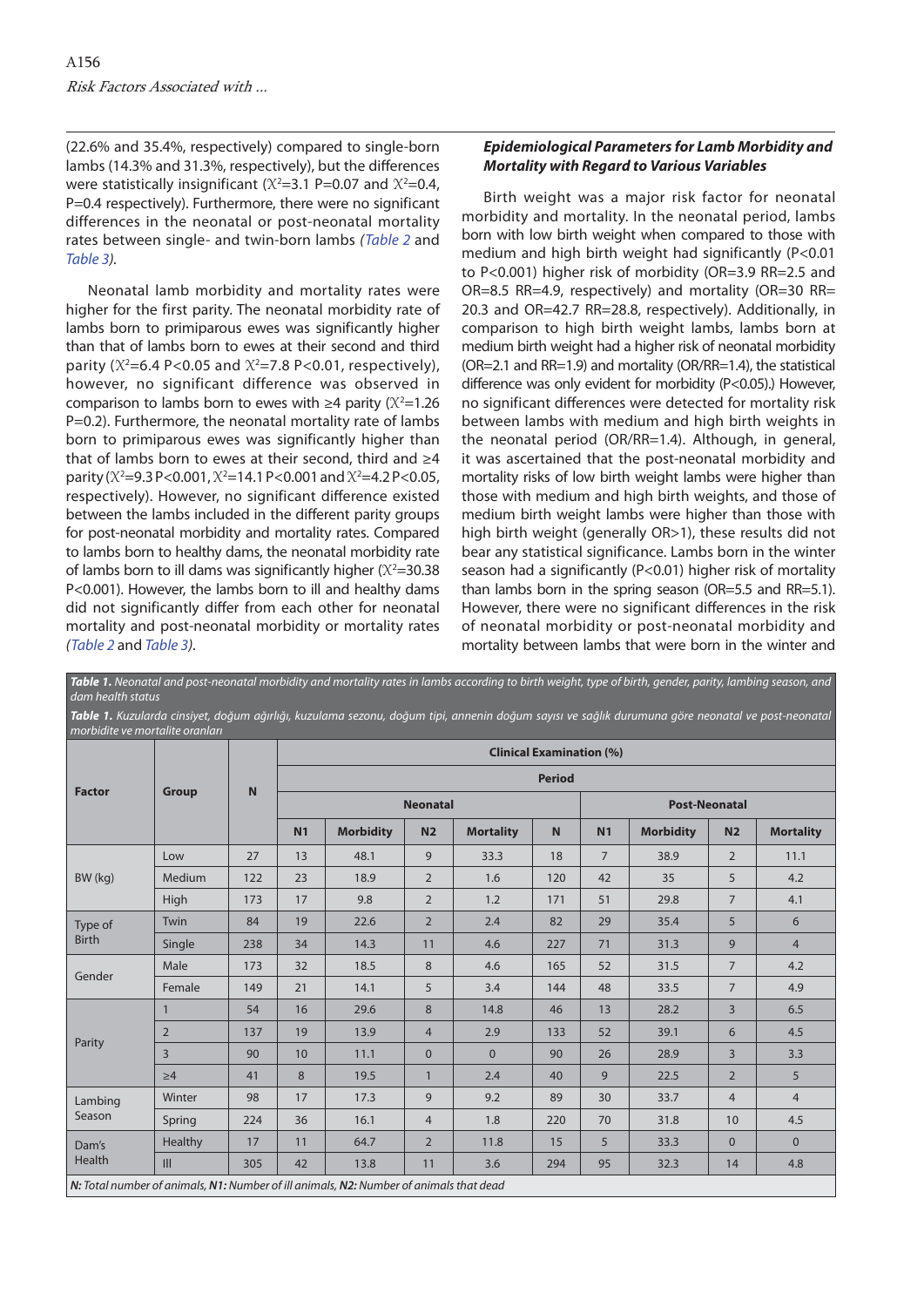(22.6% and 35.4%, respectively) compared to single-born lambs (14.3% and 31.3%, respectively), but the differences were statistically insignificant ($X^2$=3.1 P=0.07 and $X^2$=0.4, P=0.4 respectively). Furthermore, there were no significant differences in the neonatal or post-neonatal mortality rates between single- and twin-born lambs *(Table 2* and *Table 3)*.

Neonatal lamb morbidity and mortality rates were higher for the first parity. The neonatal morbidity rate of lambs born to primiparous ewes was significantly higher than that of lambs born to ewes at their second and third parity ($X^2$=6.4 P<0.05 and $X^2$=7.8 P<0.01, respectively), however, no significant difference was observed in comparison to lambs born to ewes with ≥4 parity ($X^2$=1.26 P=0.2). Furthermore, the neonatal mortality rate of lambs born to primiparous ewes was significantly higher than that of lambs born to ewes at their second, third and ≥4 parity ($X^2$=9.3 P<0.001, $X^2$=14.1 P<0.001 and $X^2$=4.2 P<0.05, respectively). However, no significant difference existed between the lambs included in the different parity groups for post-neonatal morbidity and mortality rates. Compared to lambs born to healthy dams, the neonatal morbidity rate of lambs born to ill dams was significantly higher ($X^2$=30.38 P<0.001). However, the lambs born to ill and healthy dams did not significantly differ from each other for neonatal mortality and post-neonatal morbidity or mortality rates *(Table 2* and *Table 3)*.

### *Epidemiological Parameters for Lamb Morbidity and Mortality with Regard to Various Variables*

Birth weight was a major risk factor for neonatal morbidity and mortality. In the neonatal period, lambs born with low birth weight when compared to those with medium and high birth weight had significantly (P<0.01 to P<0.001) higher risk of morbidity (OR=3.9 RR=2.5 and OR=8.5 RR=4.9, respectively) and mortality (OR=30 RR= 20.3 and OR=42.7 RR=28.8, respectively). Additionally, in comparison to high birth weight lambs, lambs born at medium birth weight had a higher risk of neonatal morbidity (OR=2.1 and RR=1.9) and mortality (OR/RR=1.4), the statistical difference was only evident for morbidity (P<0.05).) However, no significant differences were detected for mortality risk between lambs with medium and high birth weights in the neonatal period (OR/RR=1.4). Although, in general, it was ascertained that the post-neonatal morbidity and mortality risks of low birth weight lambs were higher than those with medium and high birth weights, and those of medium birth weight lambs were higher than those with high birth weight (generally OR>1), these results did not bear any statistical significance. Lambs born in the winter season had a significantly (P<0.01) higher risk of mortality than lambs born in the spring season (OR=5.5 and RR=5.1). However, there were no significant differences in the risk of neonatal morbidity or post-neonatal morbidity and mortality between lambs that were born in the winter and

***Table 1.*** *Neonatal and post-neonatal morbidity and mortality rates in lambs according to birth weight, type of birth, gender, parity, lambing season, and dam health status*

***Table 1.*** *Kuzularda cinsiyet, doğum ağırlığı, kuzulama sezonu, doğum tipi, annenin doğum sayısı ve sağlık durumuna göre neonatal ve post-neonatal morbidite ve mortalite oranları*

| Factor | Group | N | Clinical Examination (%) | | | | | | | | |
|---|---|---|---|---|---|---|---|---|---|---|---|
| | | | Period | | | | | | | | |
| | | | Neonatal | | | | Post-Neonatal | | | | |
| | | | N1 | Morbidity | N2 | Mortality | N | N1 | Morbidity | N2 | Mortality |
| BW (kg) | Low | 27 | 13 | 48.1 | 9 | 33.3 | 18 | 7 | 38.9 | 2 | 11.1 |
| | Medium | 122 | 23 | 18.9 | 2 | 1.6 | 120 | 42 | 35 | 5 | 4.2 |
| | High | 173 | 17 | 9.8 | 2 | 1.2 | 171 | 51 | 29.8 | 7 | 4.1 |
| Type of Birth | Twin | 84 | 19 | 22.6 | 2 | 2.4 | 82 | 29 | 35.4 | 5 | 6 |
| | Single | 238 | 34 | 14.3 | 11 | 4.6 | 227 | 71 | 31.3 | 9 | 4 |
| Gender | Male | 173 | 32 | 18.5 | 8 | 4.6 | 165 | 52 | 31.5 | 7 | 4.2 |
| | Female | 149 | 21 | 14.1 | 5 | 3.4 | 144 | 48 | 33.5 | 7 | 4.9 |
| Parity | 1 | 54 | 16 | 29.6 | 8 | 14.8 | 46 | 13 | 28.2 | 3 | 6.5 |
| | 2 | 137 | 19 | 13.9 | 4 | 2.9 | 133 | 52 | 39.1 | 6 | 4.5 |
| | 3 | 90 | 10 | 11.1 | 0 | 0 | 90 | 26 | 28.9 | 3 | 3.3 |
| | ≥4 | 41 | 8 | 19.5 | 1 | 2.4 | 40 | 9 | 22.5 | 2 | 5 |
| Lambing Season | Winter | 98 | 17 | 17.3 | 9 | 9.2 | 89 | 30 | 33.7 | 4 | 4 |
| | Spring | 224 | 36 | 16.1 | 4 | 1.8 | 220 | 70 | 31.8 | 10 | 4.5 |
| Dam's Health | Healthy | 17 | 11 | 64.7 | 2 | 11.8 | 15 | 5 | 33.3 | 0 | 0 |
| | Ill | 305 | 42 | 13.8 | 11 | 3.6 | 294 | 95 | 32.3 | 14 | 4.8 |

***N:** Total number of animals, **N1:** Number of ill animals, **N2:** Number of animals that dead*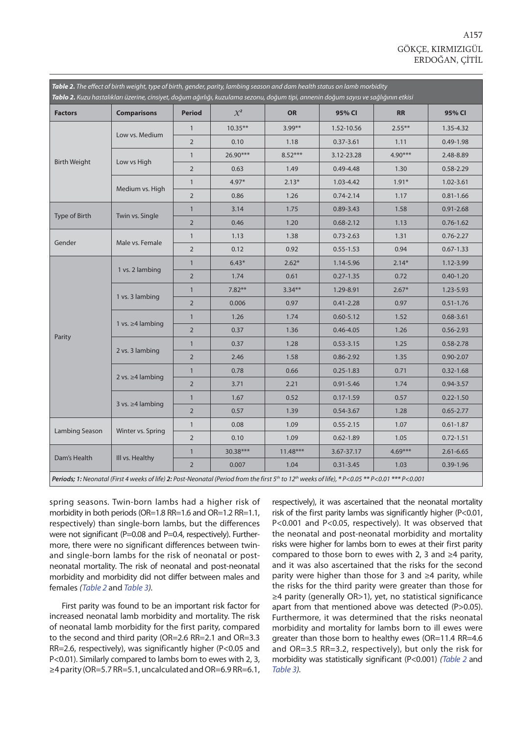***Table 2.*** *The effect of birth weight, type of birth, gender, parity, lambing season and dam health status on lamb morbidity*

***Tablo 2.*** *Kuzu hastalıkları üzerine, cinsiyet, doğum ağırlığı, kuzulama sezonu, doğum tipi, annenin doğum sayısı ve sağlığının etkisi*

| Factors | Comparisons | Period | $X^2$ | OR | 95% CI | RR | 95% CI |
|---|---|---|---|---|---|---|---|
| Birth Weight | Low vs. Medium | 1 | 10.35** | 3.99** | 1.52-10.56 | 2.55** | 1.35-4.32 |
| | | 2 | 0.10 | 1.18 | 0.37-3.61 | 1.11 | 0.49-1.98 |
| | Low vs High | 1 | 26.90*** | 8.52*** | 3.12-23.28 | 4.90*** | 2.48-8.89 |
| | | 2 | 0.63 | 1.49 | 0.49-4.48 | 1.30 | 0.58-2.29 |
| | Medium vs. High | 1 | 4.97* | 2.13* | 1.03-4.42 | 1.91* | 1.02-3.61 |
| | | 2 | 0.86 | 1.26 | 0.74-2.14 | 1.17 | 0.81-1.66 |
| Type of Birth | Twin vs. Single | 1 | 3.14 | 1.75 | 0.89-3.43 | 1.58 | 0.91-2.68 |
| | | 2 | 0.46 | 1.20 | 0.68-2.12 | 1.13 | 0.76-1.62 |
| Gender | Male vs. Female | 1 | 1.13 | 1.38 | 0.73-2.63 | 1.31 | 0.76-2.27 |
| | | 2 | 0.12 | 0.92 | 0.55-1.53 | 0.94 | 0.67-1.33 |
| Parity | 1 vs. 2 lambing | 1 | 6.43* | 2.62* | 1.14-5.96 | 2.14* | 1.12-3.99 |
| | | 2 | 1.74 | 0.61 | 0.27-1.35 | 0.72 | 0.40-1.20 |
| | 1 vs. 3 lambing | 1 | 7.82** | 3.34** | 1.29-8.91 | 2.67* | 1.23-5.93 |
| | | 2 | 0.006 | 0.97 | 0.41-2.28 | 0.97 | 0.51-1.76 |
| | 1 vs. ≥4 lambing | 1 | 1.26 | 1.74 | 0.60-5.12 | 1.52 | 0.68-3.61 |
| | | 2 | 0.37 | 1.36 | 0.46-4.05 | 1.26 | 0.56-2.93 |
| | 2 vs. 3 lambing | 1 | 0.37 | 1.28 | 0.53-3.15 | 1.25 | 0.58-2.78 |
| | | 2 | 2.46 | 1.58 | 0.86-2.92 | 1.35 | 0.90-2.07 |
| | 2 vs. ≥4 lambing | 1 | 0.78 | 0.66 | 0.25-1.83 | 0.71 | 0.32-1.68 |
| | | 2 | 3.71 | 2.21 | 0.91-5.46 | 1.74 | 0.94-3.57 |
| | 3 vs. ≥4 lambing | 1 | 1.67 | 0.52 | 0.17-1.59 | 0.57 | 0.22-1.50 |
| | | 2 | 0.57 | 1.39 | 0.54-3.67 | 1.28 | 0.65-2.77 |
| Lambing Season | Winter vs. Spring | 1 | 0.08 | 1.09 | 0.55-2.15 | 1.07 | 0.61-1.87 |
| | | 2 | 0.10 | 1.09 | 0.62-1.89 | 1.05 | 0.72-1.51 |
| Dam's Health | Ill vs. Healthy | 1 | 30.38*** | 11.48*** | 3.67-37.17 | 4.69*** | 2.61-6.65 |
| | | 2 | 0.007 | 1.04 | 0.31-3.45 | 1.03 | 0.39-1.96 |

***Periods; 1:*** *Neonatal (First 4 weeks of life)* ***2:*** *Post-Neonatal (Period from the first 5th to 12th weeks of life), * P<0.05 ** P<0.01 *** P<0.001*

spring seasons. Twin-born lambs had a higher risk of morbidity in both periods (OR=1.8 RR=1.6 and OR=1.2 RR=1.1, respectively) than single-born lambs, but the differences were not significant (P=0.08 and P=0.4, respectively). Furthermore, there were no significant differences between twin- and single-born lambs for the risk of neonatal or post-neonatal mortality. The risk of neonatal and post-neonatal morbidity and morbidity did not differ between males and females *(Table 2* and *Table 3).*

First parity was found to be an important risk factor for increased neonatal lamb morbidity and mortality. The risk of neonatal lamb morbidity for the first parity, compared to the second and third parity (OR=2.6 RR=2.1 and OR=3.3 RR=2.6, respectively), was significantly higher (P<0.05 and P<0.01). Similarly compared to lambs born to ewes with 2, 3, ≥4 parity (OR=5.7 RR=5.1, uncalculated and OR=6.9 RR=6.1, respectively), it was ascertained that the neonatal mortality risk of the first parity lambs was significantly higher (P<0.01, P<0.001 and P<0.05, respectively). It was observed that the neonatal and post-neonatal morbidity and mortality risks were higher for lambs born to ewes at their first parity compared to those born to ewes with 2, 3 and ≥4 parity, and it was also ascertained that the risks for the second parity were higher than those for 3 and ≥4 parity, while the risks for the third parity were greater than those for ≥4 parity (generally OR>1), yet, no statistical significance apart from that mentioned above was detected (P>0.05). Furthermore, it was determined that the risks neonatal morbidity and mortality for lambs born to ill ewes were greater than those born to healthy ewes (OR=11.4 RR=4.6 and OR=3.5 RR=3.2, respectively), but only the risk for morbidity was statistically significant (P<0.001) *(Table 2* and *Table 3).*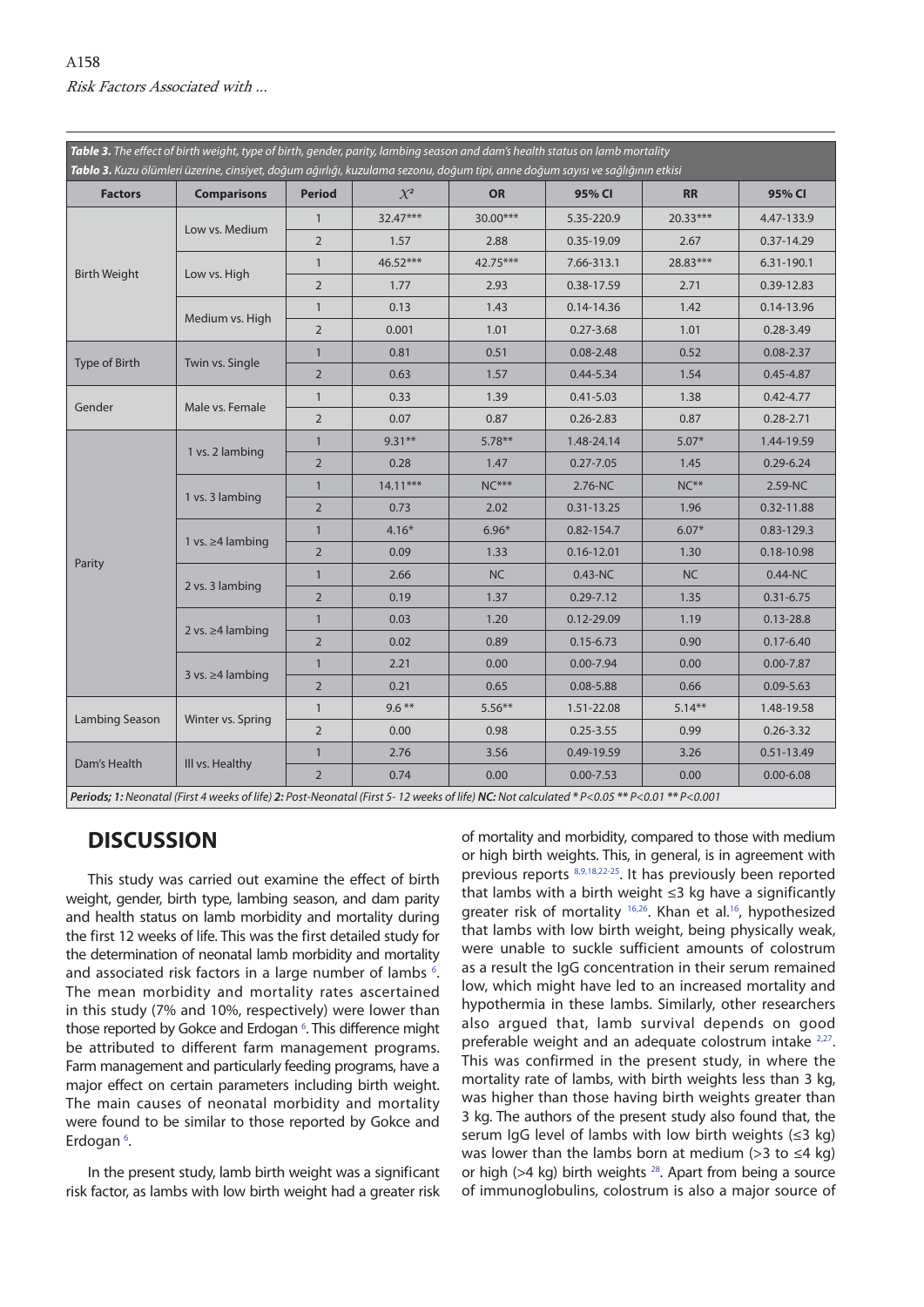***Table 3.** The effect of birth weight, type of birth, gender, parity, lambing season and dam's health status on lamb mortality*

***Tablo 3.** Kuzu ölümleri üzerine, cinsiyet, doğum ağırlığı, kuzulama sezonu, doğum tipi, anne doğum sayısı ve sağlığının etkisi*

| Factors | Comparisons | Period | $X^2$ | OR | 95% CI | RR | 95% CI |
|---|---|---|---|---|---|---|---|
| Birth Weight | Low vs. Medium | 1 | 32.47*** | 30.00*** | 5.35-220.9 | 20.33*** | 4.47-133.9 |
| | | 2 | 1.57 | 2.88 | 0.35-19.09 | 2.67 | 0.37-14.29 |
| | Low vs. High | 1 | 46.52*** | 42.75*** | 7.66-313.1 | 28.83*** | 6.31-190.1 |
| | | 2 | 1.77 | 2.93 | 0.38-17.59 | 2.71 | 0.39-12.83 |
| | Medium vs. High | 1 | 0.13 | 1.43 | 0.14-14.36 | 1.42 | 0.14-13.96 |
| | | 2 | 0.001 | 1.01 | 0.27-3.68 | 1.01 | 0.28-3.49 |
| Type of Birth | Twin vs. Single | 1 | 0.81 | 0.51 | 0.08-2.48 | 0.52 | 0.08-2.37 |
| | | 2 | 0.63 | 1.57 | 0.44-5.34 | 1.54 | 0.45-4.87 |
| Gender | Male vs. Female | 1 | 0.33 | 1.39 | 0.41-5.03 | 1.38 | 0.42-4.77 |
| | | 2 | 0.07 | 0.87 | 0.26-2.83 | 0.87 | 0.28-2.71 |
| Parity | 1 vs. 2 lambing | 1 | 9.31** | 5.78** | 1.48-24.14 | 5.07* | 1.44-19.59 |
| | | 2 | 0.28 | 1.47 | 0.27-7.05 | 1.45 | 0.29-6.24 |
| | 1 vs. 3 lambing | 1 | 14.11*** | NC*** | 2.76-NC | NC** | 2.59-NC |
| | | 2 | 0.73 | 2.02 | 0.31-13.25 | 1.96 | 0.32-11.88 |
| | 1 vs. ≥4 lambing | 1 | 4.16* | 6.96* | 0.82-154.7 | 6.07* | 0.83-129.3 |
| | | 2 | 0.09 | 1.33 | 0.16-12.01 | 1.30 | 0.18-10.98 |
| | 2 vs. 3 lambing | 1 | 2.66 | NC | 0.43-NC | NC | 0.44-NC |
| | | 2 | 0.19 | 1.37 | 0.29-7.12 | 1.35 | 0.31-6.75 |
| | 2 vs. ≥4 lambing | 1 | 0.03 | 1.20 | 0.12-29.09 | 1.19 | 0.13-28.8 |
| | | 2 | 0.02 | 0.89 | 0.15-6.73 | 0.90 | 0.17-6.40 |
| | 3 vs. ≥4 lambing | 1 | 2.21 | 0.00 | 0.00-7.94 | 0.00 | 0.00-7.87 |
| | | 2 | 0.21 | 0.65 | 0.08-5.88 | 0.66 | 0.09-5.63 |
| Lambing Season | Winter vs. Spring | 1 | 9.6 ** | 5.56** | 1.51-22.08 | 5.14** | 1.48-19.58 |
| | | 2 | 0.00 | 0.98 | 0.25-3.55 | 0.99 | 0.26-3.32 |
| Dam's Health | Ill vs. Healthy | 1 | 2.76 | 3.56 | 0.49-19.59 | 3.26 | 0.51-13.49 |
| | | 2 | 0.74 | 0.00 | 0.00-7.53 | 0.00 | 0.00-6.08 |

***Periods; 1:** Neonatal (First 4 weeks of life) **2:** Post-Neonatal (First 5- 12 weeks of life) **NC:** Not calculated * P<0.05 ** P<0.01 ** P<0.001*

## DISCUSSION

This study was carried out examine the effect of birth weight, gender, birth type, lambing season, and dam parity and health status on lamb morbidity and mortality during the first 12 weeks of life. This was the first detailed study for the determination of neonatal lamb morbidity and mortality and associated risk factors in a large number of lambs [6]. The mean morbidity and mortality rates ascertained in this study (7% and 10%, respectively) were lower than those reported by Gokce and Erdogan [6]. This difference might be attributed to different farm management programs. Farm management and particularly feeding programs, have a major effect on certain parameters including birth weight. The main causes of neonatal morbidity and mortality were found to be similar to those reported by Gokce and Erdogan [6].

In the present study, lamb birth weight was a significant risk factor, as lambs with low birth weight had a greater risk of mortality and morbidity, compared to those with medium or high birth weights. This, in general, is in agreement with previous reports [8,9,18,22-25]. It has previously been reported that lambs with a birth weight ≤3 kg have a significantly greater risk of mortality [16,26]. Khan et al.[16], hypothesized that lambs with low birth weight, being physically weak, were unable to suckle sufficient amounts of colostrum as a result the IgG concentration in their serum remained low, which might have led to an increased mortality and hypothermia in these lambs. Similarly, other researchers also argued that, lamb survival depends on good preferable weight and an adequate colostrum intake [2,27]. This was confirmed in the present study, in where the mortality rate of lambs, with birth weights less than 3 kg, was higher than those having birth weights greater than 3 kg. The authors of the present study also found that, the serum IgG level of lambs with low birth weights (≤3 kg) was lower than the lambs born at medium (>3 to ≤4 kg) or high (>4 kg) birth weights [28]. Apart from being a source of immunoglobulins, colostrum is also a major source of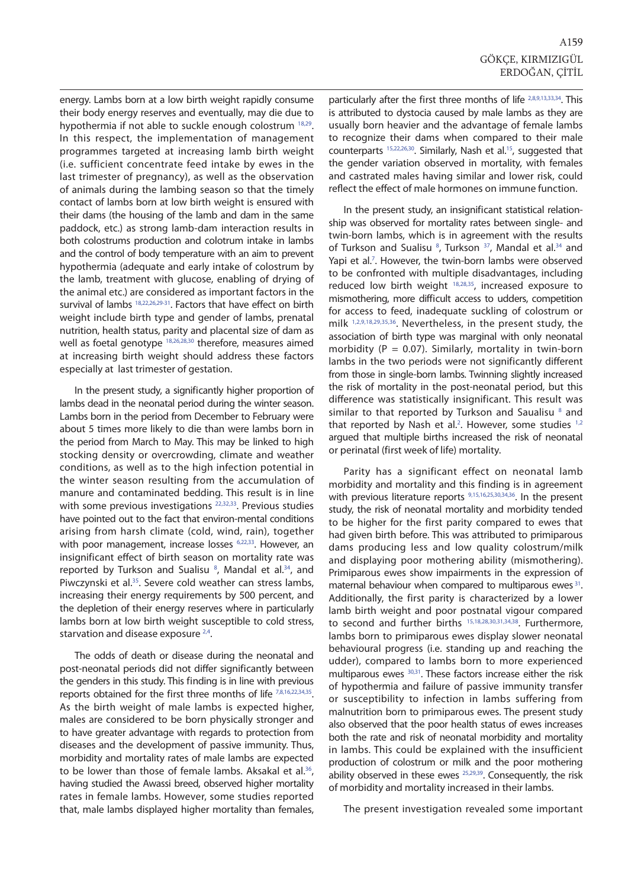energy. Lambs born at a low birth weight rapidly consume their body energy reserves and eventually, may die due to hypothermia if not able to suckle enough colostrum [18,29]. In this respect, the implementation of management programmes targeted at increasing lamb birth weight (i.e. sufficient concentrate feed intake by ewes in the last trimester of pregnancy), as well as the observation of animals during the lambing season so that the timely contact of lambs born at low birth weight is ensured with their dams (the housing of the lamb and dam in the same paddock, etc.) as strong lamb-dam interaction results in both colostrums production and colotrum intake in lambs and the control of body temperature with an aim to prevent hypothermia (adequate and early intake of colostrum by the lamb, treatment with glucose, enabling of drying of the animal etc.) are considered as important factors in the survival of lambs [18,22,26,29-31]. Factors that have effect on birth weight include birth type and gender of lambs, prenatal nutrition, health status, parity and placental size of dam as well as foetal genotype [18,26,28,30] therefore, measures aimed at increasing birth weight should address these factors especially at last trimester of gestation.

In the present study, a significantly higher proportion of lambs dead in the neonatal period during the winter season. Lambs born in the period from December to February were about 5 times more likely to die than were lambs born in the period from March to May. This may be linked to high stocking density or overcrowding, climate and weather conditions, as well as to the high infection potential in the winter season resulting from the accumulation of manure and contaminated bedding. This result is in line with some previous investigations [22,32,33]. Previous studies have pointed out to the fact that environ-mental conditions arising from harsh climate (cold, wind, rain), together with poor management, increase losses [6,22,33]. However, an insignificant effect of birth season on mortality rate was reported by Turkson and Sualisu [8], Mandal et al.[34], and Piwczynski et al.[35]. Severe cold weather can stress lambs, increasing their energy requirements by 500 percent, and the depletion of their energy reserves where in particularly lambs born at low birth weight susceptible to cold stress, starvation and disease exposure [2,4].

The odds of death or disease during the neonatal and post-neonatal periods did not differ significantly between the genders in this study. This finding is in line with previous reports obtained for the first three months of life [7,8,16,22,34,35]. As the birth weight of male lambs is expected higher, males are considered to be born physically stronger and to have greater advantage with regards to protection from diseases and the development of passive immunity. Thus, morbidity and mortality rates of male lambs are expected to be lower than those of female lambs. Aksakal et al.[36], having studied the Awassi breed, observed higher mortality rates in female lambs. However, some studies reported that, male lambs displayed higher mortality than females, particularly after the first three months of life [2,8,9,13,33,34]. This is attributed to dystocia caused by male lambs as they are usually born heavier and the advantage of female lambs to recognize their dams when compared to their male counterparts [15,22,26,30]. Similarly, Nash et al.[15], suggested that the gender variation observed in mortality, with females and castrated males having similar and lower risk, could reflect the effect of male hormones on immune function.

In the present study, an insignificant statistical relationship was observed for mortality rates between single- and twin-born lambs, which is in agreement with the results of Turkson and Sualisu [8], Turkson [37], Mandal et al.[34] and Yapi et al.[7]. However, the twin-born lambs were observed to be confronted with multiple disadvantages, including reduced low birth weight [18,28,35], increased exposure to mismothering, more difficult access to udders, competition for access to feed, inadequate suckling of colostrum or milk [1,2,9,18,29,35,36]. Nevertheless, in the present study, the association of birth type was marginal with only neonatal morbidity (P = 0.07). Similarly, mortality in twin-born lambs in the two periods were not significantly different from those in single-born lambs. Twinning slightly increased the risk of mortality in the post-neonatal period, but this difference was statistically insignificant. This result was similar to that reported by Turkson and Saualisu [8] and that reported by Nash et al.[2]. However, some studies [1,2] argued that multiple births increased the risk of neonatal or perinatal (first week of life) mortality.

Parity has a significant effect on neonatal lamb morbidity and mortality and this finding is in agreement with previous literature reports [9,15,16,25,30,34,36]. In the present study, the risk of neonatal mortality and morbidity tended to be higher for the first parity compared to ewes that had given birth before. This was attributed to primiparous dams producing less and low quality colostrum/milk and displaying poor mothering ability (mismothering). Primiparous ewes show impairments in the expression of maternal behaviour when compared to multiparous ewes [31]. Additionally, the first parity is characterized by a lower lamb birth weight and poor postnatal vigour compared to second and further births [15,18,28,30,31,34,38]. Furthermore, lambs born to primiparous ewes display slower neonatal behavioural progress (i.e. standing up and reaching the udder), compared to lambs born to more experienced multiparous ewes [30,31]. These factors increase either the risk of hypothermia and failure of passive immunity transfer or susceptibility to infection in lambs suffering from malnutrition born to primiparous ewes. The present study also observed that the poor health status of ewes increases both the rate and risk of neonatal morbidity and mortality in lambs. This could be explained with the insufficient production of colostrum or milk and the poor mothering ability observed in these ewes [25,29,39]. Consequently, the risk of morbidity and mortality increased in their lambs.

The present investigation revealed some important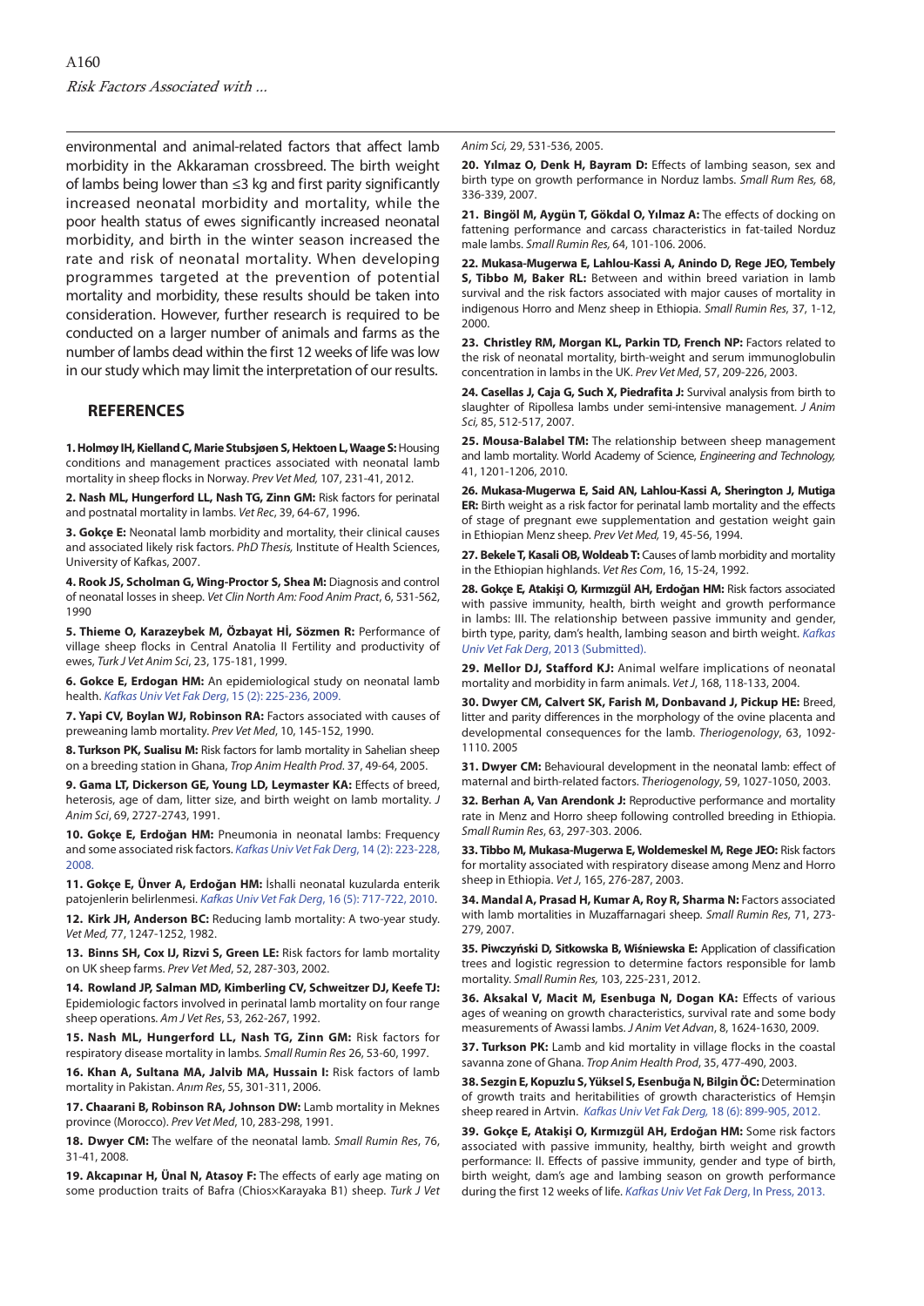environmental and animal-related factors that affect lamb morbidity in the Akkaraman crossbreed. The birth weight of lambs being lower than ≤3 kg and first parity significantly increased neonatal morbidity and mortality, while the poor health status of ewes significantly increased neonatal morbidity, and birth in the winter season increased the rate and risk of neonatal mortality. When developing programmes targeted at the prevention of potential mortality and morbidity, these results should be taken into consideration. However, further research is required to be conducted on a larger number of animals and farms as the number of lambs dead within the first 12 weeks of life was low in our study which may limit the interpretation of our results.

## REFERENCES

**1. Holmøy IH, Kielland C, Marie Stubsjøen S, Hektoen L, Waage S:** Housing conditions and management practices associated with neonatal lamb mortality in sheep flocks in Norway. *Prev Vet Med,* 107, 231-41, 2012.

**2. Nash ML, Hungerford LL, Nash TG, Zinn GM:** Risk factors for perinatal and postnatal mortality in lambs. *Vet Rec*, 39, 64-67, 1996.

**3. Gokçe E:** Neonatal lamb morbidity and mortality, their clinical causes and associated likely risk factors. *PhD Thesis,* Institute of Health Sciences, University of Kafkas, 2007.

**4. Rook JS, Scholman G, Wing-Proctor S, Shea M:** Diagnosis and control of neonatal losses in sheep. *Vet Clin North Am: Food Anim Pract*, 6, 531-562, 1990

**5. Thieme O, Karazeybek M, Özbayat Hİ, Sözmen R:** Performance of village sheep flocks in Central Anatolia II Fertility and productivity of ewes, *Turk J Vet Anim Sci*, 23, 175-181, 1999.

**6. Gokce E, Erdogan HM:** An epidemiological study on neonatal lamb health. *Kafkas Univ Vet Fak Derg*, 15 (2): 225-236, 2009.

**7. Yapi CV, Boylan WJ, Robinson RA:** Factors associated with causes of preweaning lamb mortality. *Prev Vet Med*, 10, 145-152, 1990.

**8. Turkson PK, Sualisu M:** Risk factors for lamb mortality in Sahelian sheep on a breeding station in Ghana, *Trop Anim Health Prod*. 37, 49-64, 2005.

**9. Gama LT, Dickerson GE, Young LD, Leymaster KA:** Effects of breed, heterosis, age of dam, litter size, and birth weight on lamb mortality. *J Anim Sci*, 69, 2727-2743, 1991.

**10. Gokçe E, Erdoğan HM:** Pneumonia in neonatal lambs: Frequency and some associated risk factors. *Kafkas Univ Vet Fak Derg*, 14 (2): 223-228, 2008.

**11. Gokçe E, Ünver A, Erdoğan HM:** İshalli neonatal kuzularda enterik patojenlerin belirlenmesi. *Kafkas Univ Vet Fak Derg*, 16 (5): 717-722, 2010.

**12. Kirk JH, Anderson BC:** Reducing lamb mortality: A two-year study. *Vet Med,* 77, 1247-1252, 1982.

**13. Binns SH, Cox IJ, Rizvi S, Green LE:** Risk factors for lamb mortality on UK sheep farms. *Prev Vet Med*, 52, 287-303, 2002.

**14. Rowland JP, Salman MD, Kimberling CV, Schweitzer DJ, Keefe TJ:** Epidemiologic factors involved in perinatal lamb mortality on four range sheep operations. *Am J Vet Res*, 53, 262-267, 1992.

**15. Nash ML, Hungerford LL, Nash TG, Zinn GM:** Risk factors for respiratory disease mortality in lambs. *Small Rumin Res* 26, 53-60, 1997.

**16. Khan A, Sultana MA, Jalvib MA, Hussain I:** Risk factors of lamb mortality in Pakistan. *Anım Res*, 55, 301-311, 2006.

**17. Chaarani B, Robinson RA, Johnson DW:** Lamb mortality in Meknes province (Morocco). *Prev Vet Med*, 10, 283-298, 1991.

**18. Dwyer CM:** The welfare of the neonatal lamb. *Small Rumin Res*, 76, 31-41, 2008.

**19. Akcapınar H, Ünal N, Atasoy F:** The effects of early age mating on some production traits of Bafra (Chios×Karayaka B1) sheep. *Turk J Vet Anim Sci,* 29, 531-536, 2005.

**20. Yılmaz O, Denk H, Bayram D:** Effects of lambing season, sex and birth type on growth performance in Norduz lambs. *Small Rum Res,* 68, 336-339, 2007.

**21. Bingöl M, Aygün T, Gökdal O, Yılmaz A:** The effects of docking on fattening performance and carcass characteristics in fat-tailed Norduz male lambs. *Small Rumin Res,* 64, 101-106. 2006.

**22. Mukasa-Mugerwa E, Lahlou-Kassi A, Anindo D, Rege JEO, Tembely S, Tibbo M, Baker RL:** Between and within breed variation in lamb survival and the risk factors associated with major causes of mortality in indigenous Horro and Menz sheep in Ethiopia. *Small Rumin Res*, 37, 1-12, 2000.

**23. Christley RM, Morgan KL, Parkin TD, French NP:** Factors related to the risk of neonatal mortality, birth-weight and serum immunoglobulin concentration in lambs in the UK. *Prev Vet Med*, 57, 209-226, 2003.

**24. Casellas J, Caja G, Such X, Piedrafita J:** Survival analysis from birth to slaughter of Ripollesa lambs under semi-intensive management. *J Anim Sci,* 85, 512-517, 2007.

**25. Mousa-Balabel TM:** The relationship between sheep management and lamb mortality. World Academy of Science, *Engineering and Technology,* 41, 1201-1206, 2010.

**26. Mukasa-Mugerwa E, Said AN, Lahlou-Kassi A, Sherington J, Mutiga ER:** Birth weight as a risk factor for perinatal lamb mortality and the effects of stage of pregnant ewe supplementation and gestation weight gain in Ethiopian Menz sheep. *Prev Vet Med,* 19, 45-56, 1994.

**27. Bekele T, Kasali OB, Woldeab T:** Causes of lamb morbidity and mortality in the Ethiopian highlands. *Vet Res Com*, 16, 15-24, 1992.

**28. Gokçe E, Atakişi O, Kırmızgül AH, Erdoğan HM:** Risk factors associated with passive immunity, health, birth weight and growth performance in lambs: III. The relationship between passive immunity and gender, birth type, parity, dam's health, lambing season and birth weight. *Kafkas Univ Vet Fak Derg*, 2013 (Submitted).

**29. Mellor DJ, Stafford KJ:** Animal welfare implications of neonatal mortality and morbidity in farm animals. *Vet J*, 168, 118-133, 2004.

**30. Dwyer CM, Calvert SK, Farish M, Donbavand J, Pickup HE:** Breed, litter and parity differences in the morphology of the ovine placenta and developmental consequences for the lamb. *Theriogenology*, 63, 1092-1110. 2005

**31. Dwyer CM:** Behavioural development in the neonatal lamb: effect of maternal and birth-related factors. *Theriogenology*, 59, 1027-1050, 2003.

**32. Berhan A, Van Arendonk J:** Reproductive performance and mortality rate in Menz and Horro sheep following controlled breeding in Ethiopia. *Small Rumin Res*, 63, 297-303. 2006.

**33. Tibbo M, Mukasa-Mugerwa E, Woldemeskel M, Rege JEO:** Risk factors for mortality associated with respiratory disease among Menz and Horro sheep in Ethiopia. *Vet J*, 165, 276-287, 2003.

**34. Mandal A, Prasad H, Kumar A, Roy R, Sharma N:** Factors associated with lamb mortalities in Muzaffarnagari sheep. *Small Rumin Res*, 71, 273-279, 2007.

**35. Piwczyński D, Sitkowska B, Wiśniewska E:** Application of classification trees and logistic regression to determine factors responsible for lamb mortality. *Small Rumin Res,* 103, 225-231, 2012.

**36. Aksakal V, Macit M, Esenbuga N, Dogan KA:** Effects of various ages of weaning on growth characteristics, survival rate and some body measurements of Awassi lambs. *J Anim Vet Advan*, 8, 1624-1630, 2009.

**37. Turkson PK:** Lamb and kid mortality in village flocks in the coastal savanna zone of Ghana. *Trop Anim Health Prod*, 35, 477-490, 2003.

**38. Sezgin E, Kopuzlu S, Yüksel S, Esenbuğa N, Bilgin ÖC:** Determination of growth traits and heritabilities of growth characteristics of Hemşin sheep reared in Artvin. *Kafkas Univ Vet Fak Derg,* 18 (6): 899-905, 2012.

**39. Gokçe E, Atakişi O, Kırmızgül AH, Erdoğan HM:** Some risk factors associated with passive immunity, healthy, birth weight and growth performance: II. Effects of passive immunity, gender and type of birth, birth weight, dam's age and lambing season on growth performance during the first 12 weeks of life. *Kafkas Univ Vet Fak Derg*, In Press, 2013.